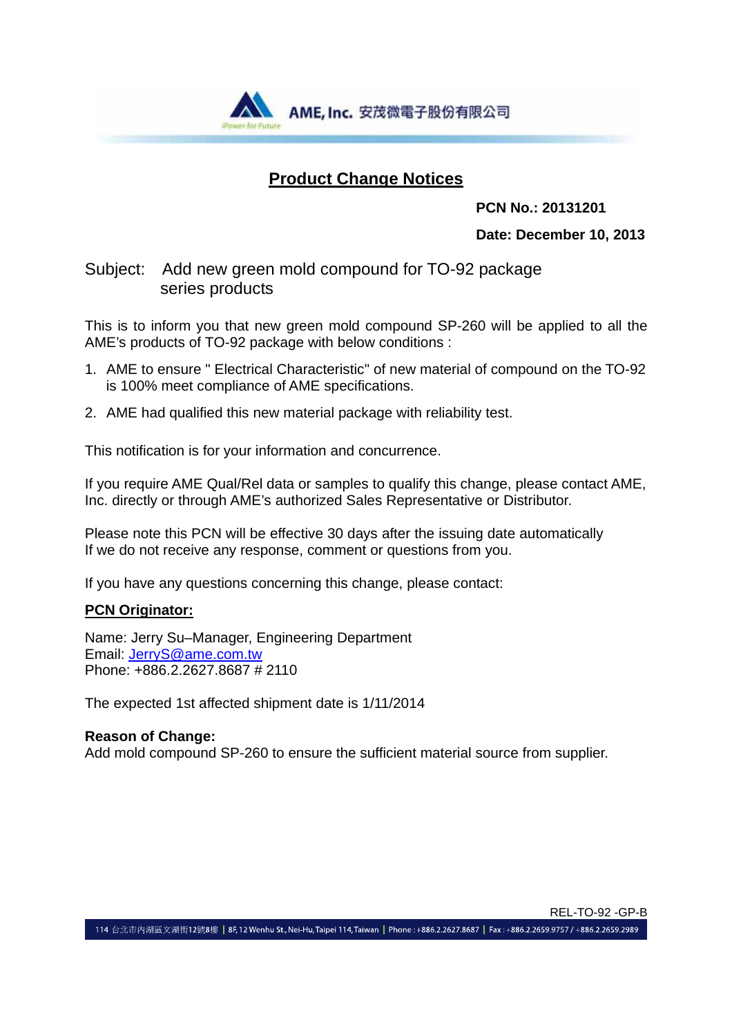AME, Inc. 安茂微電子股份有限公司

# Product Change Notices

**PCN No.: 20131201**

**Date: December 10, 2013**

Subject: Add new green mold compound for TO-92 package series products

This is to inform you that new green mold compound SP-260 will be applied to all the AME's products of TO-92 package with below conditions :

1. AME to ensure " Electrical Characteristic" of new material of compound on the TO-92 is 100% meet compliance of AME specifications.
2. AME had qualified this new material package with reliability test.

This notification is for your information and concurrence.

If you require AME Qual/Rel data or samples to qualify this change, please contact AME, Inc. directly or through AME's authorized Sales Representative or Distributor.

Please note this PCN will be effective 30 days after the issuing date automatically If we do not receive any response, comment or questions from you.

If you have any questions concerning this change, please contact:

**PCN Originator:**

Name: Jerry Su–Manager, Engineering Department
Email: JerryS@ame.com.tw
Phone: +886.2.2627.8687 # 2110

The expected 1st affected shipment date is 1/11/2014

**Reason of Change:**
Add mold compound SP-260 to ensure the sufficient material source from supplier.

REL-TO-92 -GP-B

114 台北市內湖區文湖街12號8樓 | 8F, 12 Wenhu St., Nei-Hu, Taipei 114, Taiwan | Phone : +886.2.2627.8687 | Fax : +886.2.2659.9757 / +886.2.2659.2989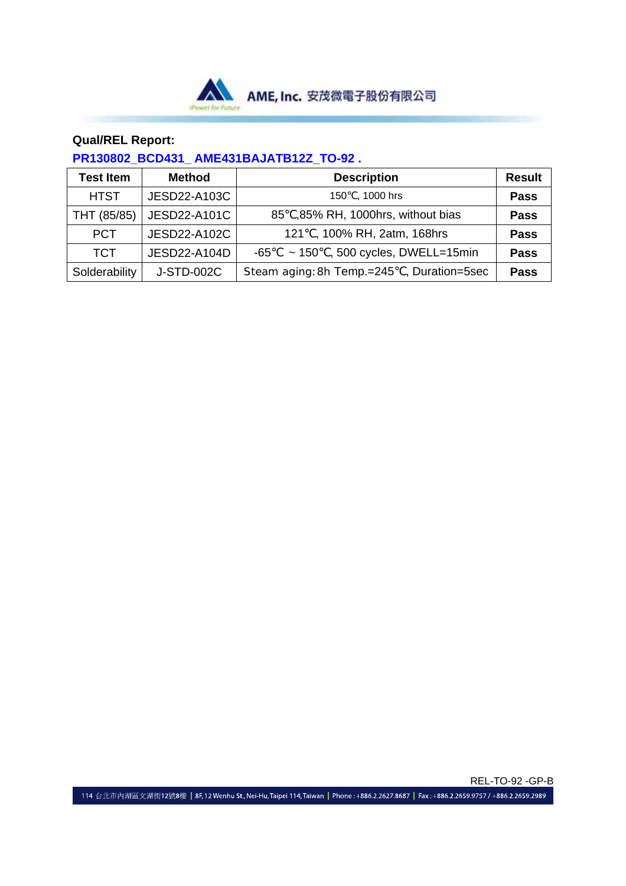**Qual/REL Report:**

**PR130802_BCD431_ AME431BAJATB12Z_TO-92 .**

| Test Item | Method | Description | Result |
|---|---|---|---|
| HTST | JESD22-A103C | 150℃, 1000 hrs | **Pass** |
| THT (85/85) | JESD22-A101C | 85℃,85% RH, 1000hrs, without bias | **Pass** |
| PCT | JESD22-A102C | 121℃, 100% RH, 2atm, 168hrs | **Pass** |
| TCT | JESD22-A104D | -65℃ ~ 150℃, 500 cycles, DWELL=15min | **Pass** |
| Solderability | J-STD-002C | Steam aging: 8h Temp.=245℃, Duration=5sec | **Pass** |

REL-TO-92 -GP-B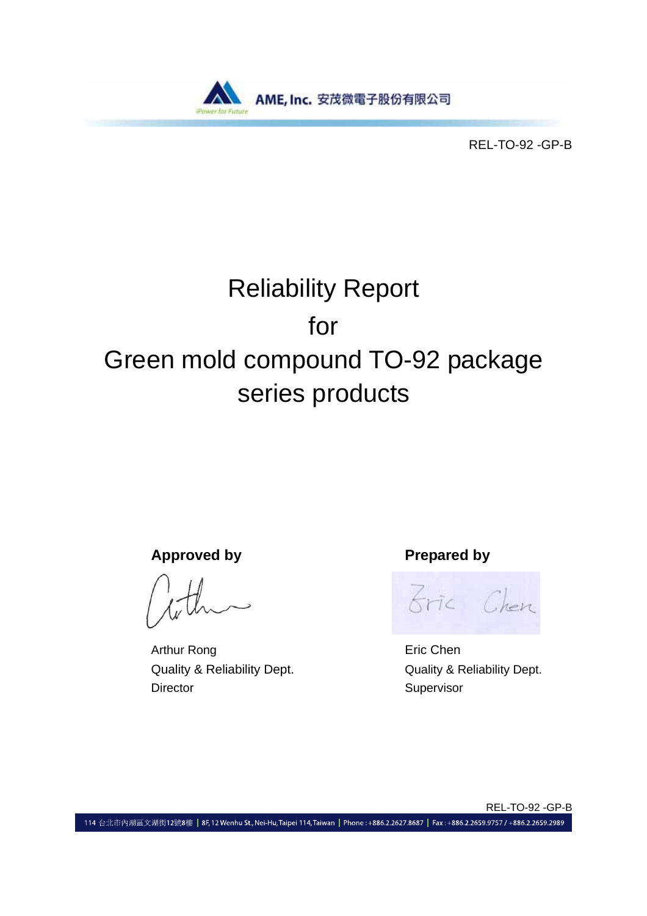REL-TO-92 -GP-B

# Reliability Report
# for
# Green mold compound TO-92 package series products

**Approved by**

Arthur Rong
Quality & Reliability Dept.
Director

**Prepared by**

Eric Chen
Quality & Reliability Dept.
Supervisor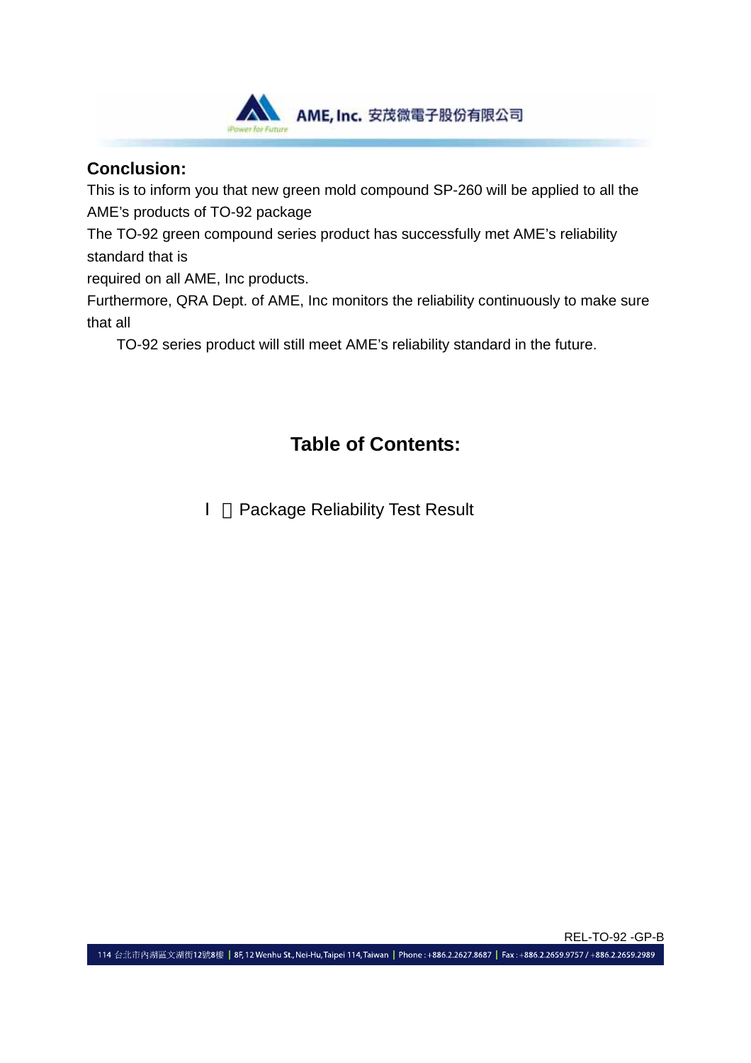## Conclusion:

This is to inform you that new green mold compound SP-260 will be applied to all the AME's products of TO-92 package

The TO-92 green compound series product has successfully met AME's reliability standard that is

required on all AME, Inc products.

Furthermore, QRA Dept. of AME, Inc monitors the reliability continuously to make sure that all

TO-92 series product will still meet AME's reliability standard in the future.

## Table of Contents:

Ⅰ．Package Reliability Test Result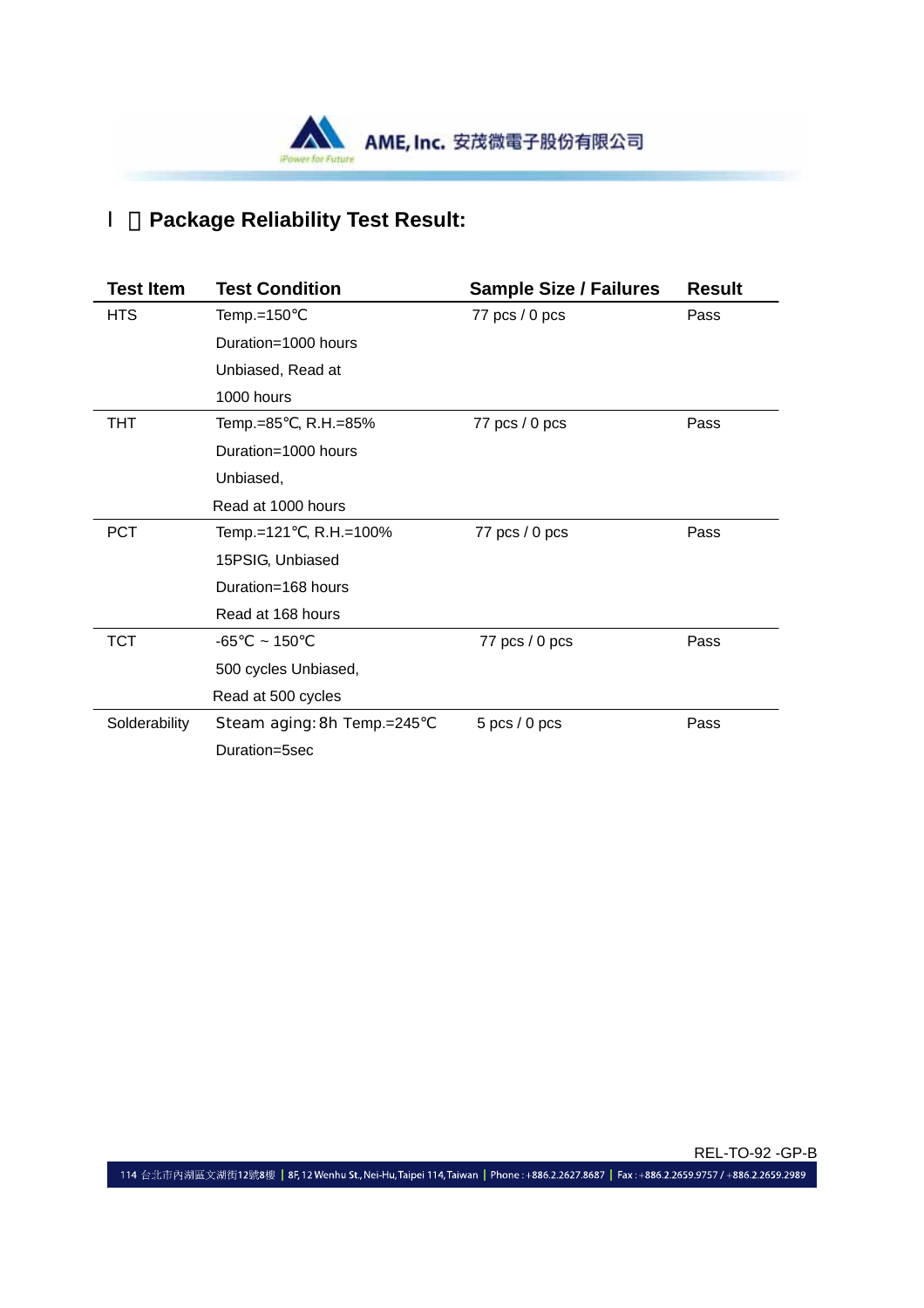## l Package Reliability Test Result:

| Test Item | Test Condition | Sample Size / Failures | Result |
|---|---|---|---|
| HTS | Temp.=150℃<br>Duration=1000 hours<br>Unbiased, Read at<br>1000 hours | 77 pcs / 0 pcs | Pass |
| THT | Temp.=85℃, R.H.=85%<br>Duration=1000 hours<br>Unbiased,<br>Read at 1000 hours | 77 pcs / 0 pcs | Pass |
| PCT | Temp.=121℃, R.H.=100%<br>15PSIG, Unbiased<br>Duration=168 hours<br>Read at 168 hours | 77 pcs / 0 pcs | Pass |
| TCT | -65℃ ~ 150℃<br>500 cycles Unbiased,<br>Read at 500 cycles | 77 pcs / 0 pcs | Pass |
| Solderability | Steam aging: 8h Temp.=245℃<br>Duration=5sec | 5 pcs / 0 pcs | Pass |

REL-TO-92 -GP-B